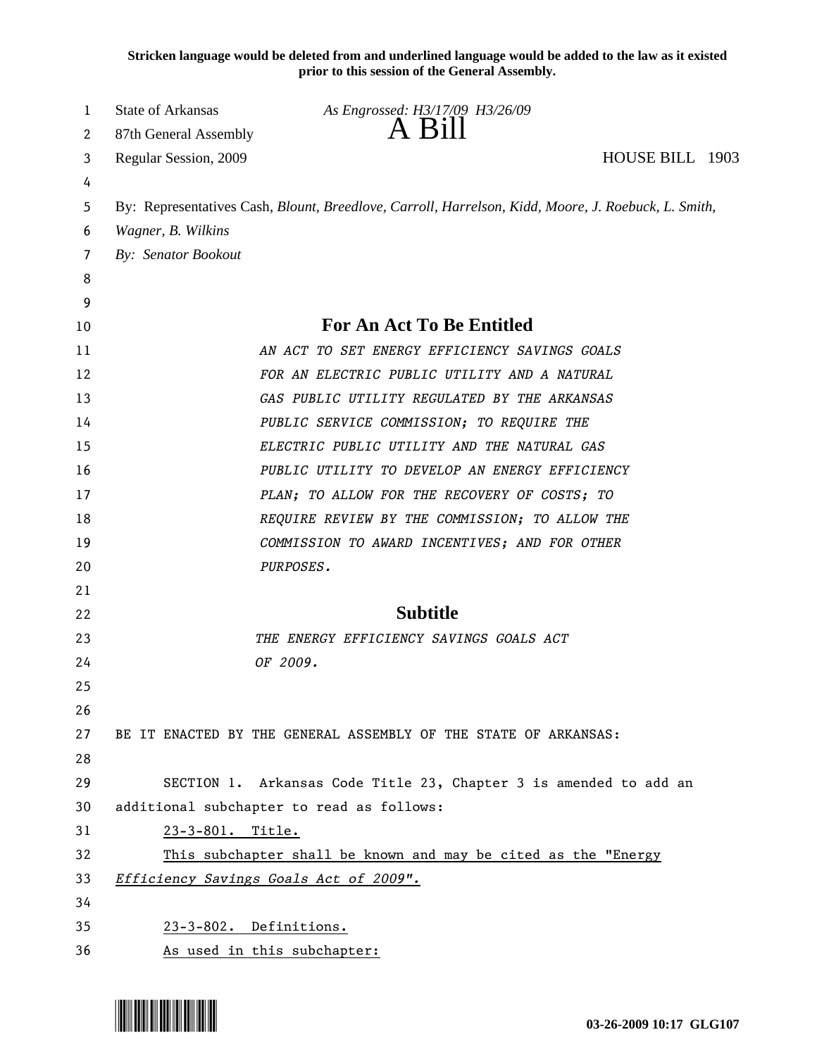**Stricken language would be deleted from and underlined language would be added to the law as it existed prior to this session of the General Assembly.**

State of Arkansas *As Engrossed: H3/17/09 H3/26/09*
87th General Assembly **A Bill**
Regular Session, 2009 HOUSE BILL 1903

By: Representatives Cash, *Blount, Breedlove, Carroll, Harrelson, Kidd, Moore, J. Roebuck, L. Smith, Wagner, B. Wilkins*
*By: Senator Bookout*

## For An Act To Be Entitled

*AN ACT TO SET ENERGY EFFICIENCY SAVINGS GOALS FOR AN ELECTRIC PUBLIC UTILITY AND A NATURAL GAS PUBLIC UTILITY REGULATED BY THE ARKANSAS PUBLIC SERVICE COMMISSION; TO REQUIRE THE ELECTRIC PUBLIC UTILITY AND THE NATURAL GAS PUBLIC UTILITY TO DEVELOP AN ENERGY EFFICIENCY PLAN; TO ALLOW FOR THE RECOVERY OF COSTS; TO REQUIRE REVIEW BY THE COMMISSION; TO ALLOW THE COMMISSION TO AWARD INCENTIVES; AND FOR OTHER PURPOSES.*

## Subtitle

*THE ENERGY EFFICIENCY SAVINGS GOALS ACT OF 2009.*

BE IT ENACTED BY THE GENERAL ASSEMBLY OF THE STATE OF ARKANSAS:

SECTION 1. Arkansas Code Title 23, Chapter 3 is amended to add an additional subchapter to read as follows:

<u>23-3-801. Title.</u>

<u>This subchapter shall be known and may be cited as the "Energy Efficiency Savings Goals Act of 2009".</u>

<u>23-3-802. Definitions.</u>

<u>As used in this subchapter:</u>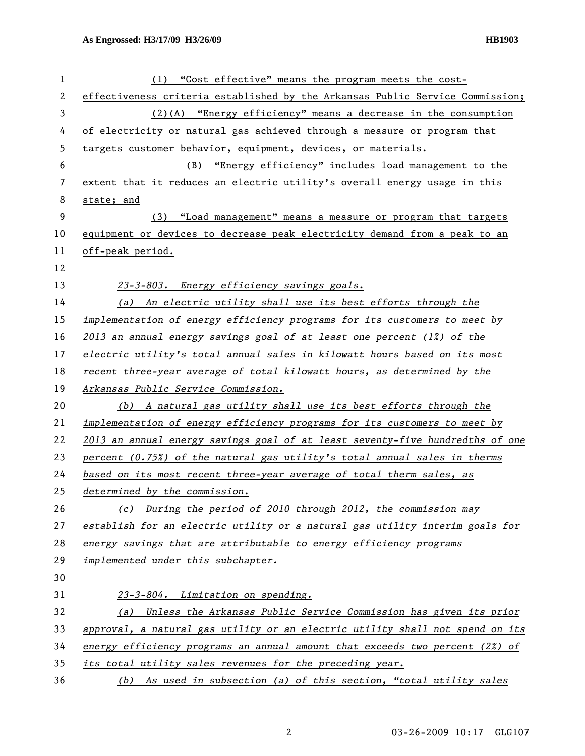(1) "Cost effective" means the program meets the cost-effectiveness criteria established by the Arkansas Public Service Commission;

(2)(A) "Energy efficiency" means a decrease in the consumption of electricity or natural gas achieved through a measure or program that targets customer behavior, equipment, devices, or materials.

(B) "Energy efficiency" includes load management to the extent that it reduces an electric utility's overall energy usage in this state; and

(3) "Load management" means a measure or program that targets equipment or devices to decrease peak electricity demand from a peak to an off-peak period.

*23-3-803. Energy efficiency savings goals.*

*(a) An electric utility shall use its best efforts through the implementation of energy efficiency programs for its customers to meet by 2013 an annual energy savings goal of at least one percent (1%) of the electric utility's total annual sales in kilowatt hours based on its most recent three-year average of total kilowatt hours, as determined by the Arkansas Public Service Commission.*

*(b) A natural gas utility shall use its best efforts through the implementation of energy efficiency programs for its customers to meet by 2013 an annual energy savings goal of at least seventy-five hundredths of one percent (0.75%) of the natural gas utility's total annual sales in therms based on its most recent three-year average of total therm sales, as determined by the commission.*

*(c) During the period of 2010 through 2012, the commission may establish for an electric utility or a natural gas utility interim goals for energy savings that are attributable to energy efficiency programs implemented under this subchapter.*

*23-3-804. Limitation on spending.*

*(a) Unless the Arkansas Public Service Commission has given its prior approval, a natural gas utility or an electric utility shall not spend on its energy efficiency programs an annual amount that exceeds two percent (2%) of its total utility sales revenues for the preceding year.*

*(b) As used in subsection (a) of this section, "total utility sales*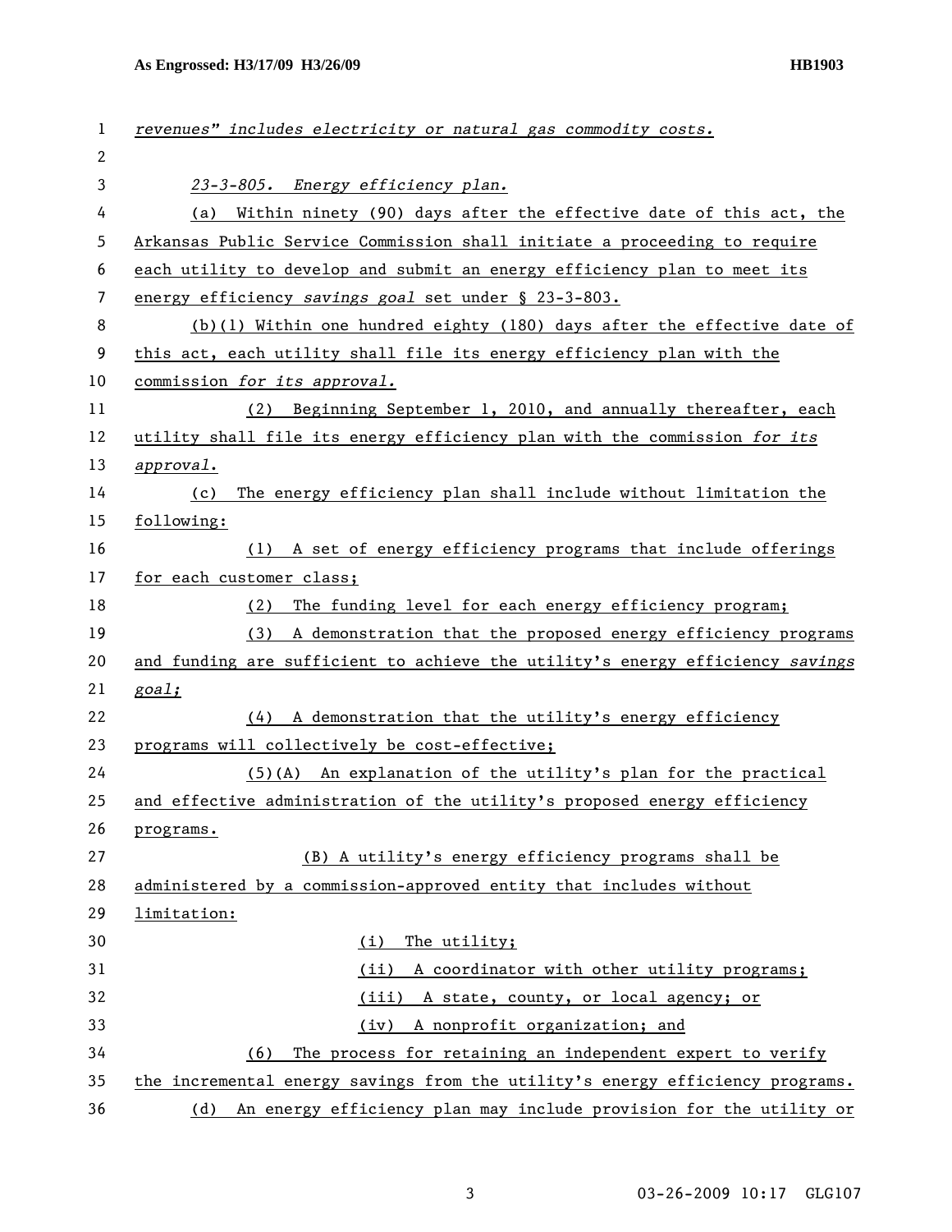*revenues" includes electricity or natural gas commodity costs.*

*23-3-805. Energy efficiency plan.*

(a) Within ninety (90) days after the effective date of this act, the Arkansas Public Service Commission shall initiate a proceeding to require each utility to develop and submit an energy efficiency plan to meet its energy efficiency *savings goal* set under § 23-3-803.

(b)(1) Within one hundred eighty (180) days after the effective date of this act, each utility shall file its energy efficiency plan with the commission *for its approval.*

(2) Beginning September 1, 2010, and annually thereafter, each utility shall file its energy efficiency plan with the commission *for its approval*.

(c) The energy efficiency plan shall include without limitation the following:

(1) A set of energy efficiency programs that include offerings for each customer class;

(2) The funding level for each energy efficiency program;

(3) A demonstration that the proposed energy efficiency programs and funding are sufficient to achieve the utility's energy efficiency *savings goal;*

(4) A demonstration that the utility's energy efficiency programs will collectively be cost-effective;

(5)(A) An explanation of the utility's plan for the practical and effective administration of the utility's proposed energy efficiency programs.

(B) A utility's energy efficiency programs shall be administered by a commission-approved entity that includes without limitation:

(i) The utility;

(ii) A coordinator with other utility programs;

(iii) A state, county, or local agency; or

(iv) A nonprofit organization; and

(6) The process for retaining an independent expert to verify the incremental energy savings from the utility's energy efficiency programs.

(d) An energy efficiency plan may include provision for the utility or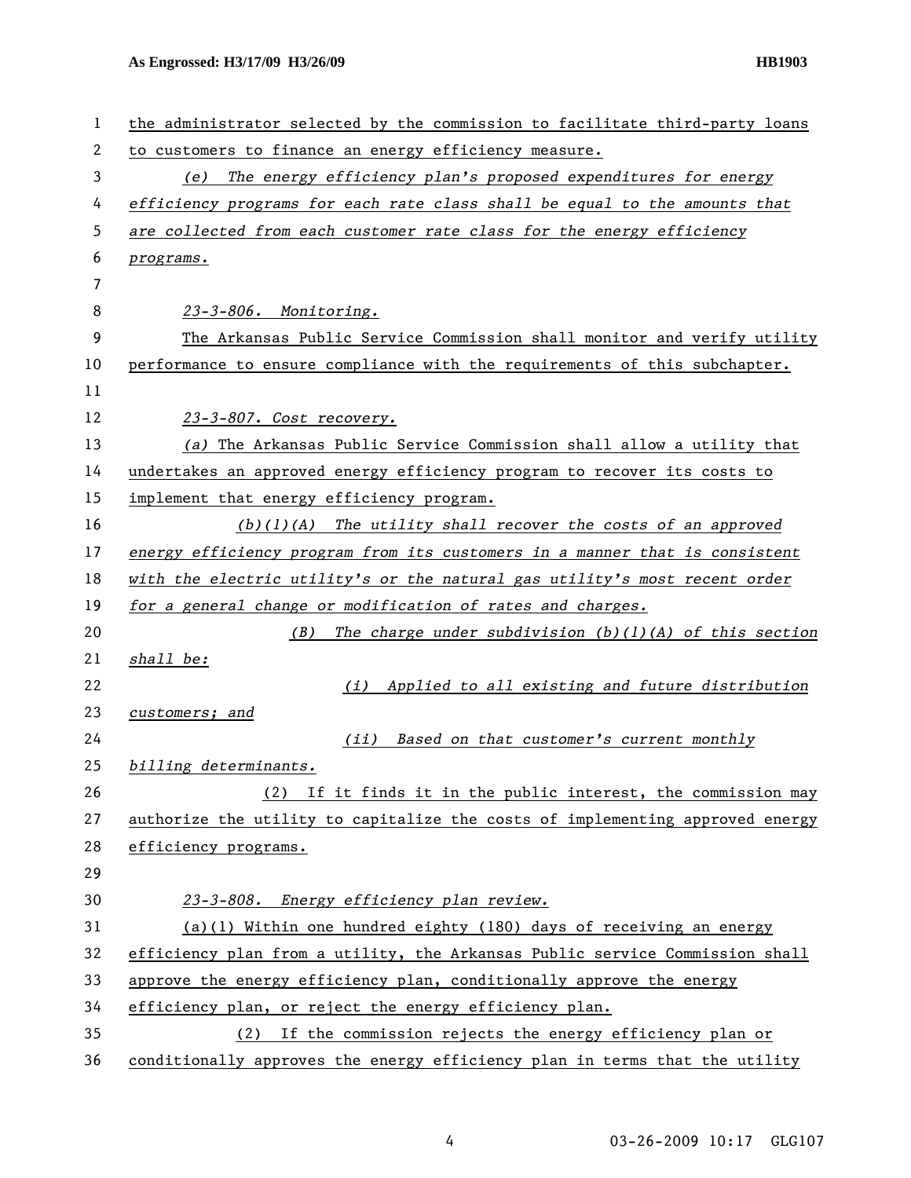the administrator selected by the commission to facilitate third-party loans to customers to finance an energy efficiency measure.

*(e) The energy efficiency plan's proposed expenditures for energy efficiency programs for each rate class shall be equal to the amounts that are collected from each customer rate class for the energy efficiency programs.*

*23-3-806. Monitoring.*

The Arkansas Public Service Commission shall monitor and verify utility performance to ensure compliance with the requirements of this subchapter.

*23-3-807. Cost recovery.*

*(a)* The Arkansas Public Service Commission shall allow a utility that undertakes an approved energy efficiency program to recover its costs to implement that energy efficiency program.

*(b)(1)(A) The utility shall recover the costs of an approved energy efficiency program from its customers in a manner that is consistent with the electric utility's or the natural gas utility's most recent order for a general change or modification of rates and charges.*

*(B) The charge under subdivision (b)(1)(A) of this section shall be:*

*(i) Applied to all existing and future distribution customers; and*

*(ii) Based on that customer's current monthly billing determinants.*

(2) If it finds it in the public interest, the commission may authorize the utility to capitalize the costs of implementing approved energy efficiency programs.

*23-3-808. Energy efficiency plan review.*

(a)(1) Within one hundred eighty (180) days of receiving an energy efficiency plan from a utility, the Arkansas Public service Commission shall approve the energy efficiency plan, conditionally approve the energy efficiency plan, or reject the energy efficiency plan.

(2) If the commission rejects the energy efficiency plan or conditionally approves the energy efficiency plan in terms that the utility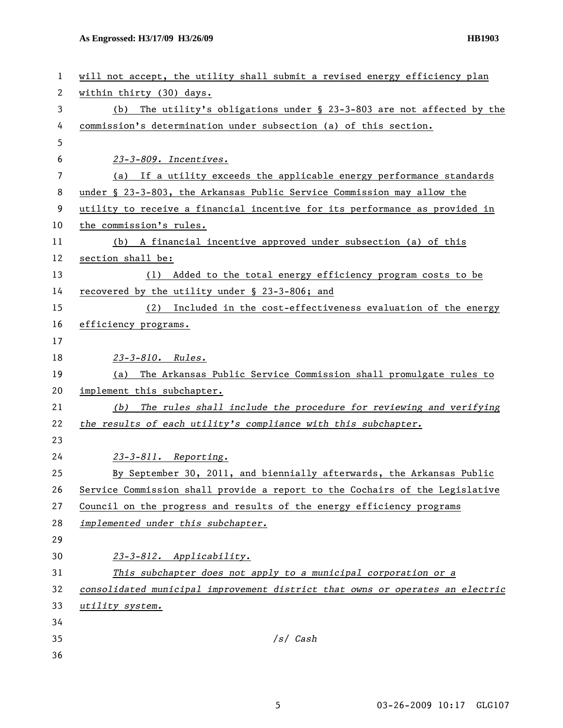will not accept, the utility shall submit a revised energy efficiency plan within thirty (30) days.

(b) The utility's obligations under § 23-3-803 are not affected by the commission's determination under subsection (a) of this section.

*23-3-809. Incentives.*

(a) If a utility exceeds the applicable energy performance standards under § 23-3-803, the Arkansas Public Service Commission may allow the utility to receive a financial incentive for its performance as provided in the commission's rules.

(b) A financial incentive approved under subsection (a) of this section shall be:

(1) Added to the total energy efficiency program costs to be recovered by the utility under § 23-3-806; and

(2) Included in the cost-effectiveness evaluation of the energy efficiency programs.

*23-3-810. Rules.*

(a) The Arkansas Public Service Commission shall promulgate rules to implement this subchapter.

*(b) The rules shall include the procedure for reviewing and verifying the results of each utility's compliance with this subchapter.*

*23-3-811. Reporting.*

By September 30, 2011, and biennially afterwards, the Arkansas Public Service Commission shall provide a report to the Cochairs of the Legislative Council on the progress and results of the energy efficiency programs *implemented under this subchapter.*

*23-3-812. Applicability.*

*This subchapter does not apply to a municipal corporation or a consolidated municipal improvement district that owns or operates an electric utility system.*

*/s/ Cash*